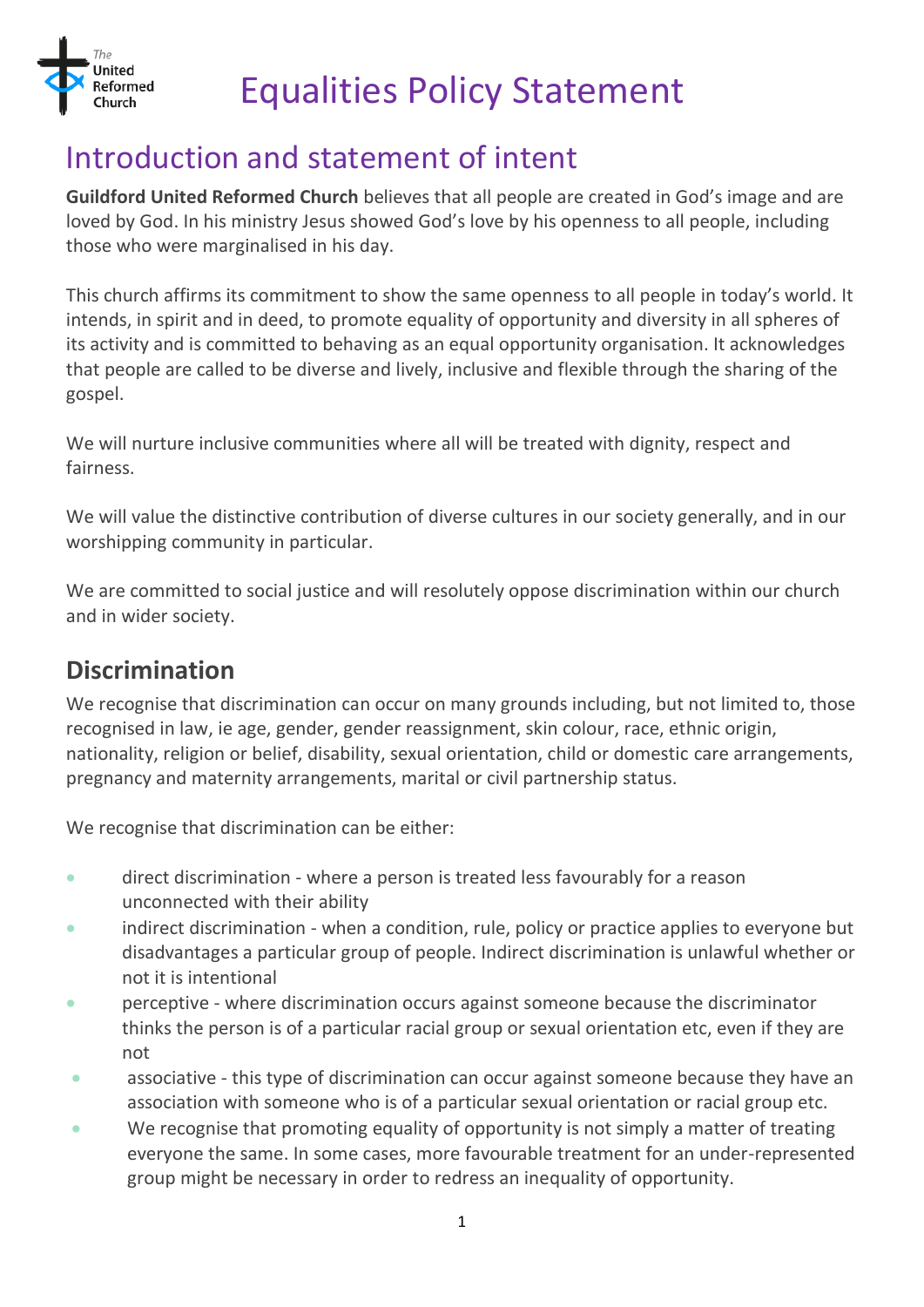# Equalities Policy Statement

## Introduction and statement of intent

**Guildford United Reformed Church** believes that all people are created in God's image and are loved by God. In his ministry Jesus showed God's love by his openness to all people, including those who were marginalised in his day.

This church affirms its commitment to show the same openness to all people in today's world. It intends, in spirit and in deed, to promote equality of opportunity and diversity in all spheres of its activity and is committed to behaving as an equal opportunity organisation. It acknowledges that people are called to be diverse and lively, inclusive and flexible through the sharing of the gospel.

We will nurture inclusive communities where all will be treated with dignity, respect and fairness.

We will value the distinctive contribution of diverse cultures in our society generally, and in our worshipping community in particular.

We are committed to social justice and will resolutely oppose discrimination within our church and in wider society.

### Discrimination

We recognise that discrimination can occur on many grounds including, but not limited to, those recognised in law, ie age, gender, gender reassignment, skin colour, race, ethnic origin, nationality, religion or belief, disability, sexual orientation, child or domestic care arrangements, pregnancy and maternity arrangements, marital or civil partnership status.

We recognise that discrimination can be either:

- direct discrimination - where a person is treated less favourably for a reason unconnected with their ability
- indirect discrimination - when a condition, rule, policy or practice applies to everyone but disadvantages a particular group of people. Indirect discrimination is unlawful whether or not it is intentional
- perceptive - where discrimination occurs against someone because the discriminator thinks the person is of a particular racial group or sexual orientation etc, even if they are not
- associative - this type of discrimination can occur against someone because they have an association with someone who is of a particular sexual orientation or racial group etc.
- We recognise that promoting equality of opportunity is not simply a matter of treating everyone the same. In some cases, more favourable treatment for an under-represented group might be necessary in order to redress an inequality of opportunity.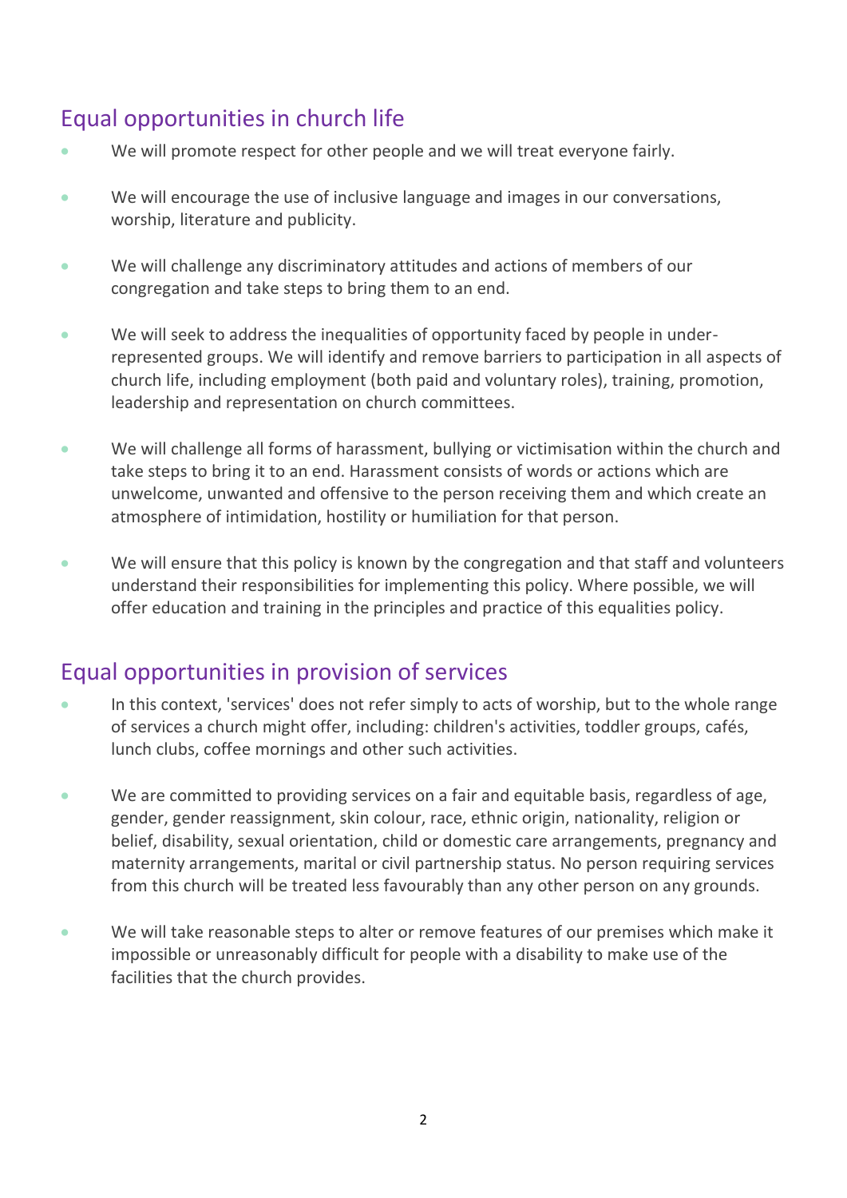## Equal opportunities in church life

- We will promote respect for other people and we will treat everyone fairly.
- We will encourage the use of inclusive language and images in our conversations, worship, literature and publicity.
- We will challenge any discriminatory attitudes and actions of members of our congregation and take steps to bring them to an end.
- We will seek to address the inequalities of opportunity faced by people in under-represented groups. We will identify and remove barriers to participation in all aspects of church life, including employment (both paid and voluntary roles), training, promotion, leadership and representation on church committees.
- We will challenge all forms of harassment, bullying or victimisation within the church and take steps to bring it to an end. Harassment consists of words or actions which are unwelcome, unwanted and offensive to the person receiving them and which create an atmosphere of intimidation, hostility or humiliation for that person.
- We will ensure that this policy is known by the congregation and that staff and volunteers understand their responsibilities for implementing this policy. Where possible, we will offer education and training in the principles and practice of this equalities policy.

## Equal opportunities in provision of services

- In this context, 'services' does not refer simply to acts of worship, but to the whole range of services a church might offer, including: children's activities, toddler groups, cafés, lunch clubs, coffee mornings and other such activities.
- We are committed to providing services on a fair and equitable basis, regardless of age, gender, gender reassignment, skin colour, race, ethnic origin, nationality, religion or belief, disability, sexual orientation, child or domestic care arrangements, pregnancy and maternity arrangements, marital or civil partnership status. No person requiring services from this church will be treated less favourably than any other person on any grounds.
- We will take reasonable steps to alter or remove features of our premises which make it impossible or unreasonably difficult for people with a disability to make use of the facilities that the church provides.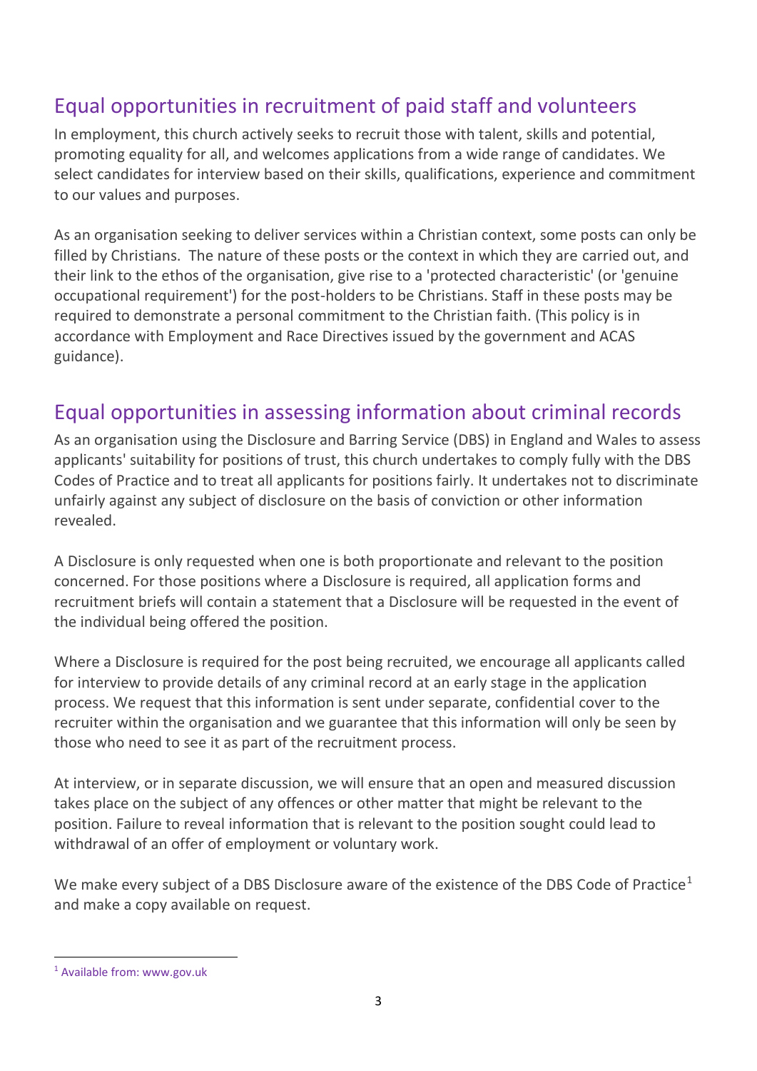## Equal opportunities in recruitment of paid staff and volunteers

In employment, this church actively seeks to recruit those with talent, skills and potential, promoting equality for all, and welcomes applications from a wide range of candidates. We select candidates for interview based on their skills, qualifications, experience and commitment to our values and purposes.

As an organisation seeking to deliver services within a Christian context, some posts can only be filled by Christians. The nature of these posts or the context in which they are carried out, and their link to the ethos of the organisation, give rise to a 'protected characteristic' (or 'genuine occupational requirement') for the post-holders to be Christians. Staff in these posts may be required to demonstrate a personal commitment to the Christian faith. (This policy is in accordance with Employment and Race Directives issued by the government and ACAS guidance).

## Equal opportunities in assessing information about criminal records

As an organisation using the Disclosure and Barring Service (DBS) in England and Wales to assess applicants' suitability for positions of trust, this church undertakes to comply fully with the DBS Codes of Practice and to treat all applicants for positions fairly. It undertakes not to discriminate unfairly against any subject of disclosure on the basis of conviction or other information revealed.

A Disclosure is only requested when one is both proportionate and relevant to the position concerned. For those positions where a Disclosure is required, all application forms and recruitment briefs will contain a statement that a Disclosure will be requested in the event of the individual being offered the position.

Where a Disclosure is required for the post being recruited, we encourage all applicants called for interview to provide details of any criminal record at an early stage in the application process. We request that this information is sent under separate, confidential cover to the recruiter within the organisation and we guarantee that this information will only be seen by those who need to see it as part of the recruitment process.

At interview, or in separate discussion, we will ensure that an open and measured discussion takes place on the subject of any offences or other matter that might be relevant to the position. Failure to reveal information that is relevant to the position sought could lead to withdrawal of an offer of employment or voluntary work.

We make every subject of a DBS Disclosure aware of the existence of the DBS Code of Practice[1] and make a copy available on request.

[1] Available from: www.gov.uk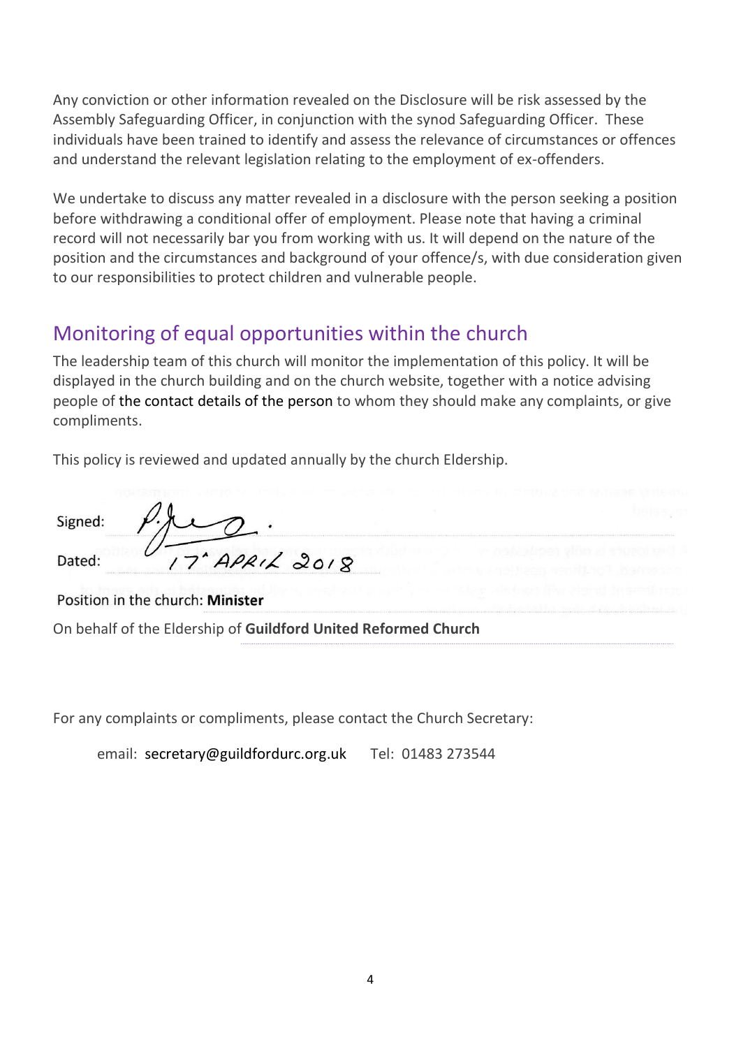Any conviction or other information revealed on the Disclosure will be risk assessed by the Assembly Safeguarding Officer, in conjunction with the synod Safeguarding Officer. These individuals have been trained to identify and assess the relevance of circumstances or offences and understand the relevant legislation relating to the employment of ex-offenders.

We undertake to discuss any matter revealed in a disclosure with the person seeking a position before withdrawing a conditional offer of employment. Please note that having a criminal record will not necessarily bar you from working with us. It will depend on the nature of the position and the circumstances and background of your offence/s, with due consideration given to our responsibilities to protect children and vulnerable people.

## Monitoring of equal opportunities within the church

The leadership team of this church will monitor the implementation of this policy. It will be displayed in the church building and on the church website, together with a notice advising people of the contact details of the person to whom they should make any complaints, or give compliments.

This policy is reviewed and updated annually by the church Eldership.

Signed:

Dated: 17th APRIL 2018

Position in the church: **Minister**

On behalf of the Eldership of **Guildford United Reformed Church**

For any complaints or compliments, please contact the Church Secretary:

email: secretary@guildfordurc.org.uk Tel: 01483 273544